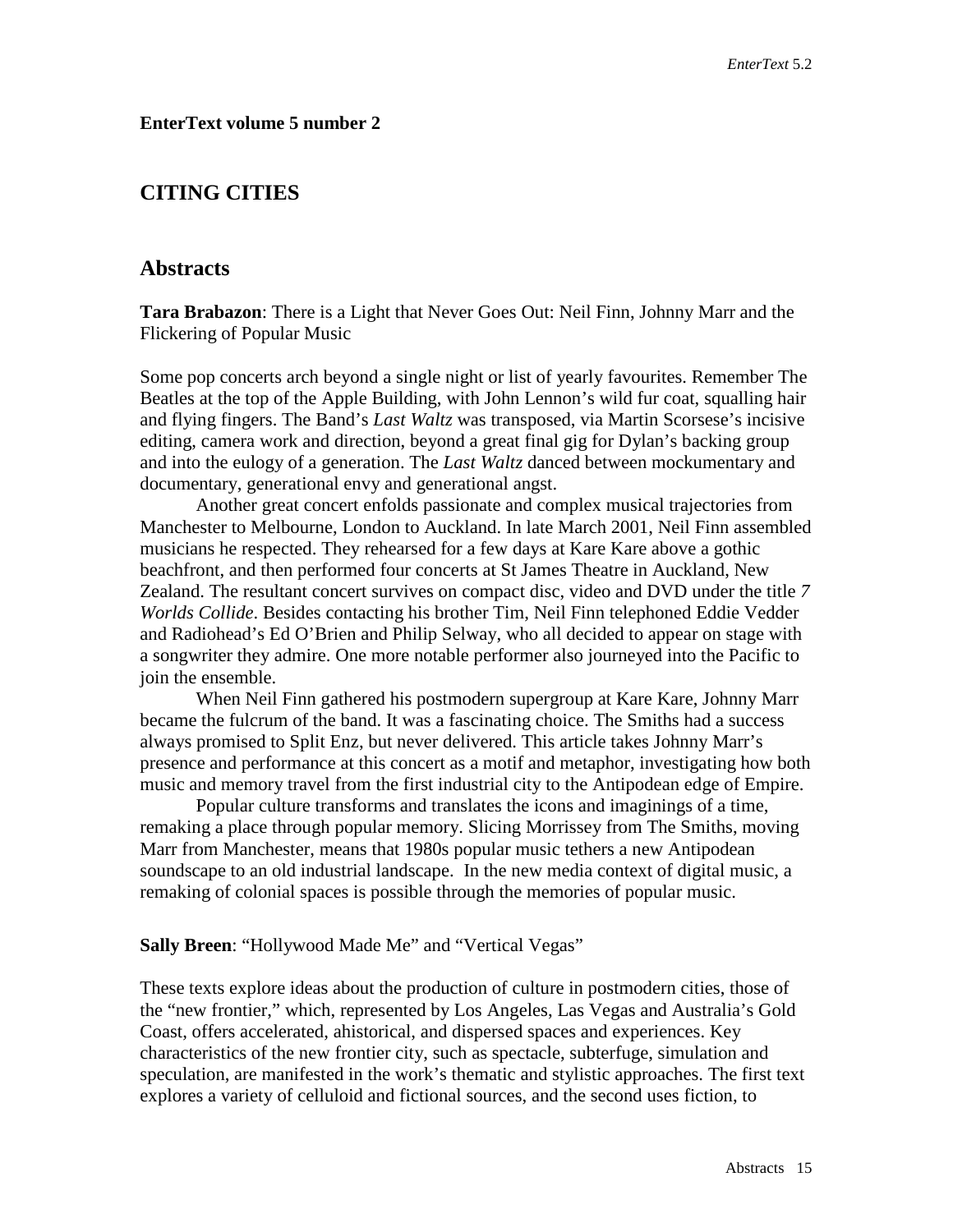**EnterText volume 5 number 2**

## CITING CITIES

## Abstracts

**Tara Brabazon**: There is a Light that Never Goes Out: Neil Finn, Johnny Marr and the Flickering of Popular Music

Some pop concerts arch beyond a single night or list of yearly favourites. Remember The Beatles at the top of the Apple Building, with John Lennon's wild fur coat, squalling hair and flying fingers. The Band's *Last Waltz* was transposed, via Martin Scorsese's incisive editing, camera work and direction, beyond a great final gig for Dylan's backing group and into the eulogy of a generation. The *Last Waltz* danced between mockumentary and documentary, generational envy and generational angst.

Another great concert enfolds passionate and complex musical trajectories from Manchester to Melbourne, London to Auckland. In late March 2001, Neil Finn assembled musicians he respected. They rehearsed for a few days at Kare Kare above a gothic beachfront, and then performed four concerts at St James Theatre in Auckland, New Zealand. The resultant concert survives on compact disc, video and DVD under the title *7 Worlds Collide*. Besides contacting his brother Tim, Neil Finn telephoned Eddie Vedder and Radiohead's Ed O'Brien and Philip Selway, who all decided to appear on stage with a songwriter they admire. One more notable performer also journeyed into the Pacific to join the ensemble.

When Neil Finn gathered his postmodern supergroup at Kare Kare, Johnny Marr became the fulcrum of the band. It was a fascinating choice. The Smiths had a success always promised to Split Enz, but never delivered. This article takes Johnny Marr's presence and performance at this concert as a motif and metaphor, investigating how both music and memory travel from the first industrial city to the Antipodean edge of Empire.

Popular culture transforms and translates the icons and imaginings of a time, remaking a place through popular memory. Slicing Morrissey from The Smiths, moving Marr from Manchester, means that 1980s popular music tethers a new Antipodean soundscape to an old industrial landscape. In the new media context of digital music, a remaking of colonial spaces is possible through the memories of popular music.

**Sally Breen**: "Hollywood Made Me" and "Vertical Vegas"

These texts explore ideas about the production of culture in postmodern cities, those of the "new frontier," which, represented by Los Angeles, Las Vegas and Australia's Gold Coast, offers accelerated, ahistorical, and dispersed spaces and experiences. Key characteristics of the new frontier city, such as spectacle, subterfuge, simulation and speculation, are manifested in the work's thematic and stylistic approaches. The first text explores a variety of celluloid and fictional sources, and the second uses fiction, to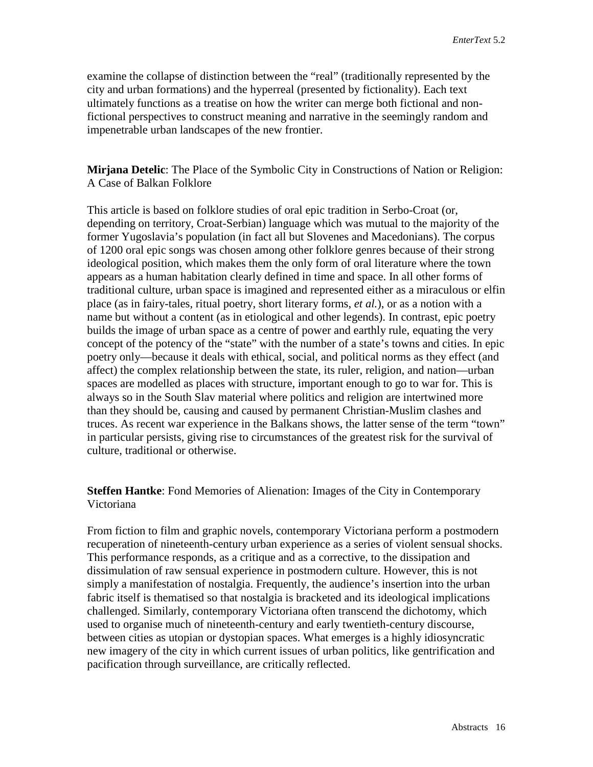examine the collapse of distinction between the "real" (traditionally represented by the city and urban formations) and the hyperreal (presented by fictionality). Each text ultimately functions as a treatise on how the writer can merge both fictional and non-fictional perspectives to construct meaning and narrative in the seemingly random and impenetrable urban landscapes of the new frontier.

**Mirjana Detelic**: The Place of the Symbolic City in Constructions of Nation or Religion: A Case of Balkan Folklore

This article is based on folklore studies of oral epic tradition in Serbo-Croat (or, depending on territory, Croat-Serbian) language which was mutual to the majority of the former Yugoslavia's population (in fact all but Slovenes and Macedonians). The corpus of 1200 oral epic songs was chosen among other folklore genres because of their strong ideological position, which makes them the only form of oral literature where the town appears as a human habitation clearly defined in time and space. In all other forms of traditional culture, urban space is imagined and represented either as a miraculous or elfin place (as in fairy-tales, ritual poetry, short literary forms, *et al.*), or as a notion with a name but without a content (as in etiological and other legends). In contrast, epic poetry builds the image of urban space as a centre of power and earthly rule, equating the very concept of the potency of the "state" with the number of a state's towns and cities. In epic poetry only—because it deals with ethical, social, and political norms as they effect (and affect) the complex relationship between the state, its ruler, religion, and nation—urban spaces are modelled as places with structure, important enough to go to war for. This is always so in the South Slav material where politics and religion are intertwined more than they should be, causing and caused by permanent Christian-Muslim clashes and truces. As recent war experience in the Balkans shows, the latter sense of the term "town" in particular persists, giving rise to circumstances of the greatest risk for the survival of culture, traditional or otherwise.

**Steffen Hantke**: Fond Memories of Alienation: Images of the City in Contemporary Victoriana

From fiction to film and graphic novels, contemporary Victoriana perform a postmodern recuperation of nineteenth-century urban experience as a series of violent sensual shocks. This performance responds, as a critique and as a corrective, to the dissipation and dissimulation of raw sensual experience in postmodern culture. However, this is not simply a manifestation of nostalgia. Frequently, the audience's insertion into the urban fabric itself is thematised so that nostalgia is bracketed and its ideological implications challenged. Similarly, contemporary Victoriana often transcend the dichotomy, which used to organise much of nineteenth-century and early twentieth-century discourse, between cities as utopian or dystopian spaces. What emerges is a highly idiosyncratic new imagery of the city in which current issues of urban politics, like gentrification and pacification through surveillance, are critically reflected.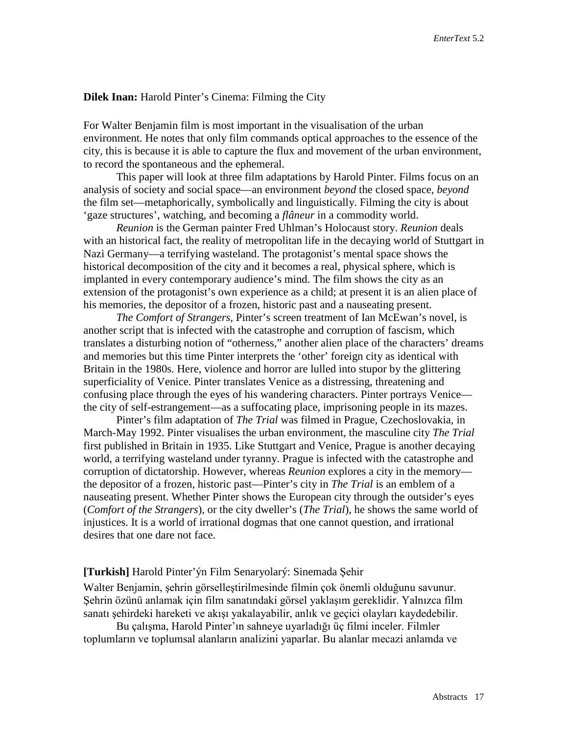**Dilek Inan:** Harold Pinter's Cinema: Filming the City

For Walter Benjamin film is most important in the visualisation of the urban environment. He notes that only film commands optical approaches to the essence of the city, this is because it is able to capture the flux and movement of the urban environment, to record the spontaneous and the ephemeral.

This paper will look at three film adaptations by Harold Pinter. Films focus on an analysis of society and social space—an environment *beyond* the closed space, *beyond* the film set—metaphorically, symbolically and linguistically. Filming the city is about 'gaze structures', watching, and becoming a *flâneur* in a commodity world.

*Reunion* is the German painter Fred Uhlman's Holocaust story. *Reunion* deals with an historical fact, the reality of metropolitan life in the decaying world of Stuttgart in Nazi Germany—a terrifying wasteland. The protagonist's mental space shows the historical decomposition of the city and it becomes a real, physical sphere, which is implanted in every contemporary audience's mind. The film shows the city as an extension of the protagonist's own experience as a child; at present it is an alien place of his memories, the depositor of a frozen, historic past and a nauseating present.

*The Comfort of Strangers*, Pinter's screen treatment of Ian McEwan's novel, is another script that is infected with the catastrophe and corruption of fascism, which translates a disturbing notion of "otherness," another alien place of the characters' dreams and memories but this time Pinter interprets the 'other' foreign city as identical with Britain in the 1980s. Here, violence and horror are lulled into stupor by the glittering superficiality of Venice. Pinter translates Venice as a distressing, threatening and confusing place through the eyes of his wandering characters. Pinter portrays Venice—the city of self-estrangement—as a suffocating place, imprisoning people in its mazes.

Pinter's film adaptation of *The Trial* was filmed in Prague, Czechoslovakia, in March-May 1992. Pinter visualises the urban environment, the masculine city *The Trial* first published in Britain in 1935. Like Stuttgart and Venice, Prague is another decaying world, a terrifying wasteland under tyranny. Prague is infected with the catastrophe and corruption of dictatorship. However, whereas *Reunion* explores a city in the memory—the depositor of a frozen, historic past—Pinter's city in *The Trial* is an emblem of a nauseating present. Whether Pinter shows the European city through the outsider's eyes (*Comfort of the Strangers*), or the city dweller's (*The Trial*), he shows the same world of injustices. It is a world of irrational dogmas that one cannot question, and irrational desires that one dare not face.

**[Turkish]** Harold Pinter'ýn Film Senaryolarý: Sinemada Şehir

Walter Benjamin, şehrin görselleştirilmesinde filmin çok önemli olduğunu savunur. Şehrin özünü anlamak için film sanatındaki görsel yaklaşım gereklidir. Yalnızca film sanatı şehirdeki hareketi ve akışı yakalayabilir, anlık ve geçici olayları kaydedebilir.

Bu çalışma, Harold Pinter'ın sahneye uyarladığı üç filmi inceler. Filmler toplumların ve toplumsal alanların analizini yaparlar. Bu alanlar mecazi anlamda ve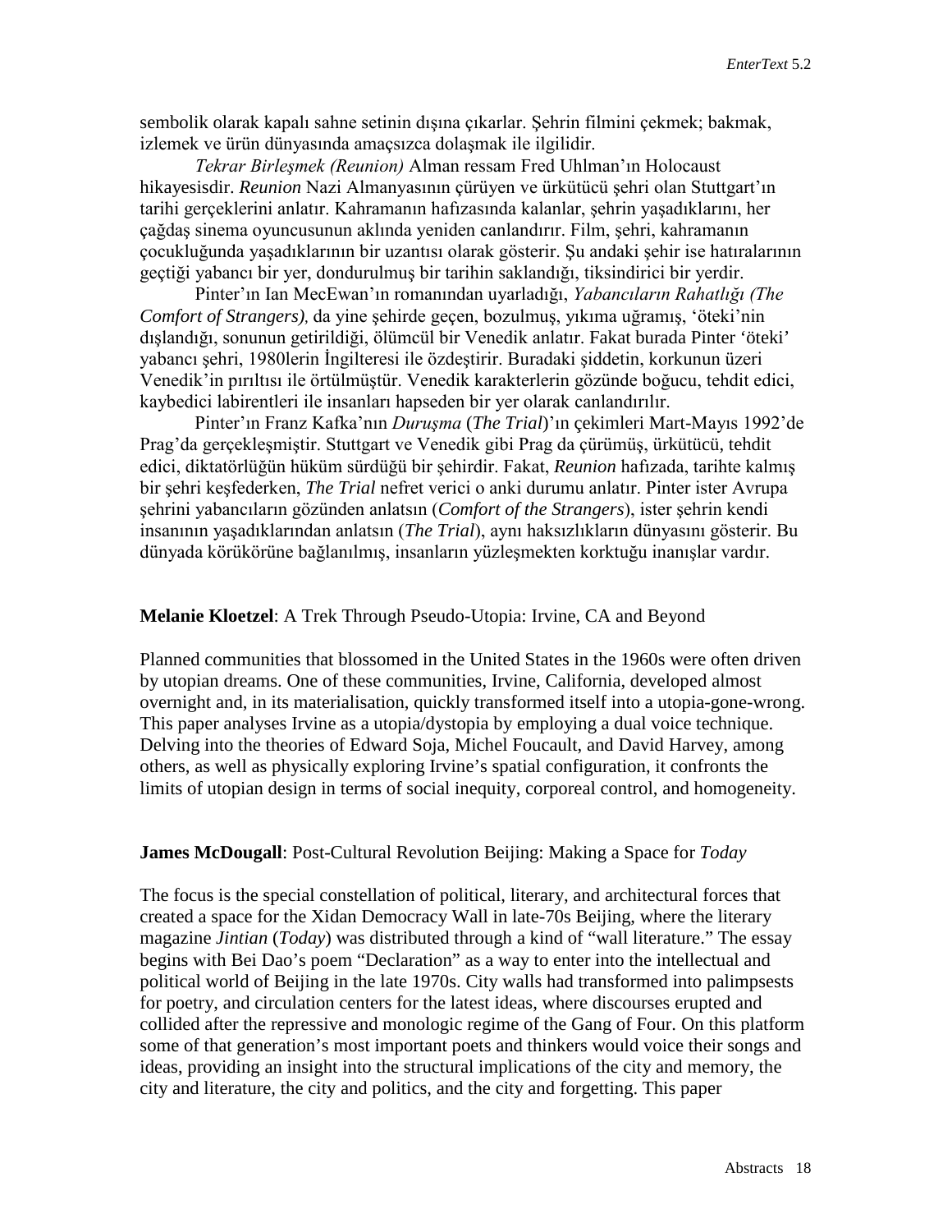sembolik olarak kapalı sahne setinin dışına çıkarlar. Şehrin filmini çekmek; bakmak, izlemek ve ürün dünyasında amaçsızca dolaşmak ile ilgilidir.

*Tekrar Birleşmek (Reunion)* Alman ressam Fred Uhlman'ın Holocaust hikayesisdir. *Reunion* Nazi Almanyasının çürüyen ve ürkütücü şehri olan Stuttgart'ın tarihi gerçeklerini anlatır. Kahramanın hafızasında kalanlar, şehrin yaşadıklarını, her çağdaş sinema oyuncusunun aklında yeniden canlandırır. Film, şehri, kahramanın çocukluğunda yaşadıklarının bir uzantısı olarak gösterir. Şu andaki şehir ise hatıralarının geçtiği yabancı bir yer, dondurulmuş bir tarihin saklandığı, tiksindirici bir yerdir.

Pinter'ın Ian MecEwan'ın romanından uyarladığı, *Yabancıların Rahatlığı (The Comfort of Strangers),* da yine şehirde geçen, bozulmuş, yıkıma uğramış, 'öteki'nin dışlandığı, sonunun getirildiği, ölümcül bir Venedik anlatır. Fakat burada Pinter 'öteki' yabancı şehri, 1980lerin İngilteresi ile özdeştirir. Buradaki şiddetin, korkunun üzeri Venedik'in pırıltısı ile örtülmüştür. Venedik karakterlerin gözünde boğucu, tehdit edici, kaybedici labirentleri ile insanları hapseden bir yer olarak canlandırılır.

Pinter'ın Franz Kafka'nın *Duruşma* (*The Trial*)'ın çekimleri Mart-Mayıs 1992'de Prag'da gerçekleşmiştir. Stuttgart ve Venedik gibi Prag da çürümüş, ürkütücü, tehdit edici, diktatörlüğün hüküm sürdüğü bir şehirdir. Fakat, *Reunion* hafızada, tarihte kalmış bir şehri keşfederken, *The Trial* nefret verici o anki durumu anlatır. Pinter ister Avrupa şehrini yabancıların gözünden anlatsın (*Comfort of the Strangers*), ister şehrin kendi insanının yaşadıklarından anlatsın (*The Trial*), aynı haksızlıkların dünyasını gösterir. Bu dünyada körükörüne bağlanılmış, insanların yüzleşmekten korktuğu inanışlar vardır.

**Melanie Kloetzel**: A Trek Through Pseudo-Utopia: Irvine, CA and Beyond

Planned communities that blossomed in the United States in the 1960s were often driven by utopian dreams. One of these communities, Irvine, California, developed almost overnight and, in its materialisation, quickly transformed itself into a utopia-gone-wrong. This paper analyses Irvine as a utopia/dystopia by employing a dual voice technique. Delving into the theories of Edward Soja, Michel Foucault, and David Harvey, among others, as well as physically exploring Irvine's spatial configuration, it confronts the limits of utopian design in terms of social inequity, corporeal control, and homogeneity.

**James McDougall**: Post-Cultural Revolution Beijing: Making a Space for *Today*

The focus is the special constellation of political, literary, and architectural forces that created a space for the Xidan Democracy Wall in late-70s Beijing, where the literary magazine *Jintian* (*Today*) was distributed through a kind of "wall literature." The essay begins with Bei Dao's poem "Declaration" as a way to enter into the intellectual and political world of Beijing in the late 1970s. City walls had transformed into palimpsests for poetry, and circulation centers for the latest ideas, where discourses erupted and collided after the repressive and monologic regime of the Gang of Four. On this platform some of that generation's most important poets and thinkers would voice their songs and ideas, providing an insight into the structural implications of the city and memory, the city and literature, the city and politics, and the city and forgetting. This paper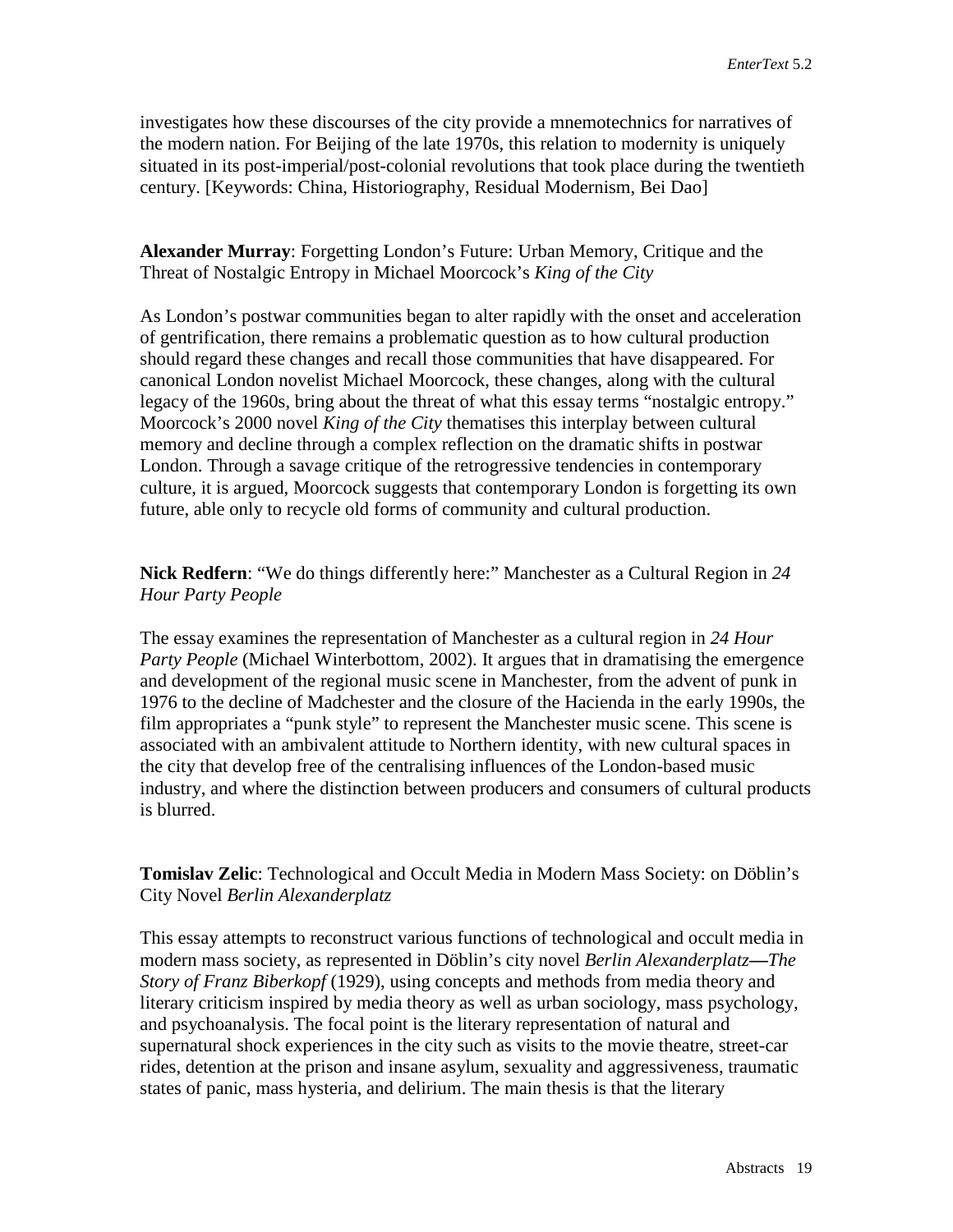investigates how these discourses of the city provide a mnemotechnics for narratives of the modern nation. For Beijing of the late 1970s, this relation to modernity is uniquely situated in its post-imperial/post-colonial revolutions that took place during the twentieth century. [Keywords: China, Historiography, Residual Modernism, Bei Dao]

**Alexander Murray**: Forgetting London's Future: Urban Memory, Critique and the Threat of Nostalgic Entropy in Michael Moorcock's *King of the City*

As London's postwar communities began to alter rapidly with the onset and acceleration of gentrification, there remains a problematic question as to how cultural production should regard these changes and recall those communities that have disappeared. For canonical London novelist Michael Moorcock, these changes, along with the cultural legacy of the 1960s, bring about the threat of what this essay terms "nostalgic entropy." Moorcock's 2000 novel *King of the City* thematises this interplay between cultural memory and decline through a complex reflection on the dramatic shifts in postwar London. Through a savage critique of the retrogressive tendencies in contemporary culture, it is argued, Moorcock suggests that contemporary London is forgetting its own future, able only to recycle old forms of community and cultural production.

**Nick Redfern**: "We do things differently here:" Manchester as a Cultural Region in *24 Hour Party People*

The essay examines the representation of Manchester as a cultural region in *24 Hour Party People* (Michael Winterbottom, 2002). It argues that in dramatising the emergence and development of the regional music scene in Manchester, from the advent of punk in 1976 to the decline of Madchester and the closure of the Hacienda in the early 1990s, the film appropriates a "punk style" to represent the Manchester music scene. This scene is associated with an ambivalent attitude to Northern identity, with new cultural spaces in the city that develop free of the centralising influences of the London-based music industry, and where the distinction between producers and consumers of cultural products is blurred.

**Tomislav Zelic**: Technological and Occult Media in Modern Mass Society: on Döblin's City Novel *Berlin Alexanderplatz*

This essay attempts to reconstruct various functions of technological and occult media in modern mass society, as represented in Döblin's city novel *Berlin Alexanderplatz—The Story of Franz Biberkopf* (1929), using concepts and methods from media theory and literary criticism inspired by media theory as well as urban sociology, mass psychology, and psychoanalysis. The focal point is the literary representation of natural and supernatural shock experiences in the city such as visits to the movie theatre, street-car rides, detention at the prison and insane asylum, sexuality and aggressiveness, traumatic states of panic, mass hysteria, and delirium. The main thesis is that the literary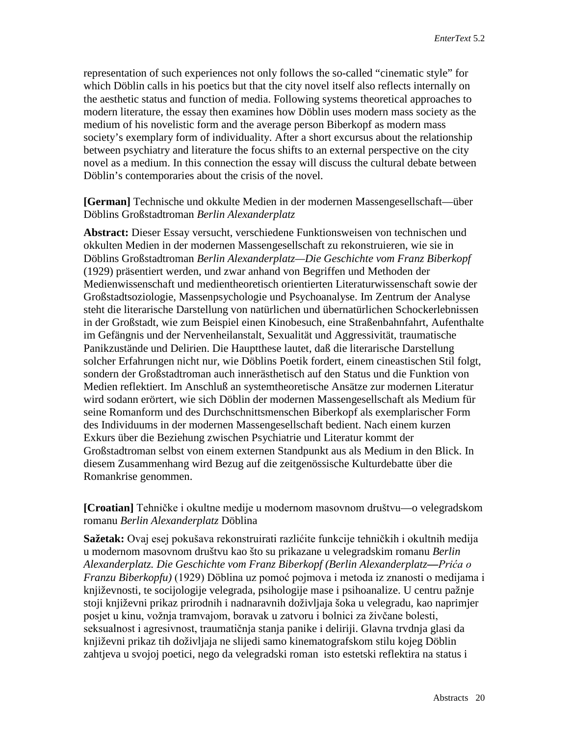representation of such experiences not only follows the so-called “cinematic style” for which Döblin calls in his poetics but that the city novel itself also reflects internally on the aesthetic status and function of media. Following systems theoretical approaches to modern literature, the essay then examines how Döblin uses modern mass society as the medium of his novelistic form and the average person Biberkopf as modern mass society’s exemplary form of individuality. After a short excursus about the relationship between psychiatry and literature the focus shifts to an external perspective on the city novel as a medium. In this connection the essay will discuss the cultural debate between Döblin’s contemporaries about the crisis of the novel.

**[German]** Technische und okkulte Medien in der modernen Massengesellschaft—über Döblins Großstadtroman *Berlin Alexanderplatz*

**Abstract:** Dieser Essay versucht, verschiedene Funktionsweisen von technischen und okkulten Medien in der modernen Massengesellschaft zu rekonstruieren, wie sie in Döblins Großstadtroman *Berlin Alexanderplatz—Die Geschichte vom Franz Biberkopf* (1929) präsentiert werden, und zwar anhand von Begriffen und Methoden der Medienwissenschaft und medientheoretisch orientierten Literaturwissenschaft sowie der Großstadtsoziologie, Massenpsychologie und Psychoanalyse. Im Zentrum der Analyse steht die literarische Darstellung von natürlichen und übernatürlichen Schockerlebnissen in der Großstadt, wie zum Beispiel einen Kinobesuch, eine Straßenbahnfahrt, Aufenthalte im Gefängnis und der Nervenheilanstalt, Sexualität und Aggressivität, traumatische Panikzustände und Delirien. Die Hauptthese lautet, daß die literarische Darstellung solcher Erfahrungen nicht nur, wie Döblins Poetik fordert, einem cineastischen Stil folgt, sondern der Großstadtroman auch innerästhetisch auf den Status und die Funktion von Medien reflektiert. Im Anschluß an systemtheoretische Ansätze zur modernen Literatur wird sodann erörtert, wie sich Döblin der modernen Massengesellschaft als Medium für seine Romanform und des Durchschnittsmenschen Biberkopf als exemplarischer Form des Individuums in der modernen Massengesellschaft bedient. Nach einem kurzen Exkurs über die Beziehung zwischen Psychiatrie und Literatur kommt der Großstadtroman selbst von einem externen Standpunkt aus als Medium in den Blick. In diesem Zusammenhang wird Bezug auf die zeitgenössische Kulturdebatte über die Romankrise genommen.

**[Croatian]** Tehničke i okultne medije u modernom masovnom društvu—o velegradskom romanu *Berlin Alexanderplatz* Döblina

**Sažetak:** Ovaj esej pokušava rekonstruirati različite funkcije tehničkih i okultnih medija u modernom masovnom društvu kao što su prikazane u velegradskim romanu *Berlin Alexanderplatz. Die Geschichte vom Franz Biberkopf (Berlin Alexanderplatz—Priča o Franzu Biberkopfu)* (1929) Döblina uz pomoć pojmova i metoda iz znanosti o medijama i književnosti, te socijologije velegrada, psihologije mase i psihoanalize. U centru pažnje stoji književni prikaz prirodnih i nadnaravnih doživljaja šoka u velegradu, kao naprimjer posjet u kinu, vožnja tramvajom, boravak u zatvoru i bolnici za živčane bolesti, seksualnost i agresivnost, traumatičnja stanja panike i deliriji. Glavna trvdnja glasi da književni prikaz tih doživljaja ne slijedi samo kinematografskom stilu kojeg Döblin zahtjeva u svojoj poetici, nego da velegradski roman isto estetski reflektira na status i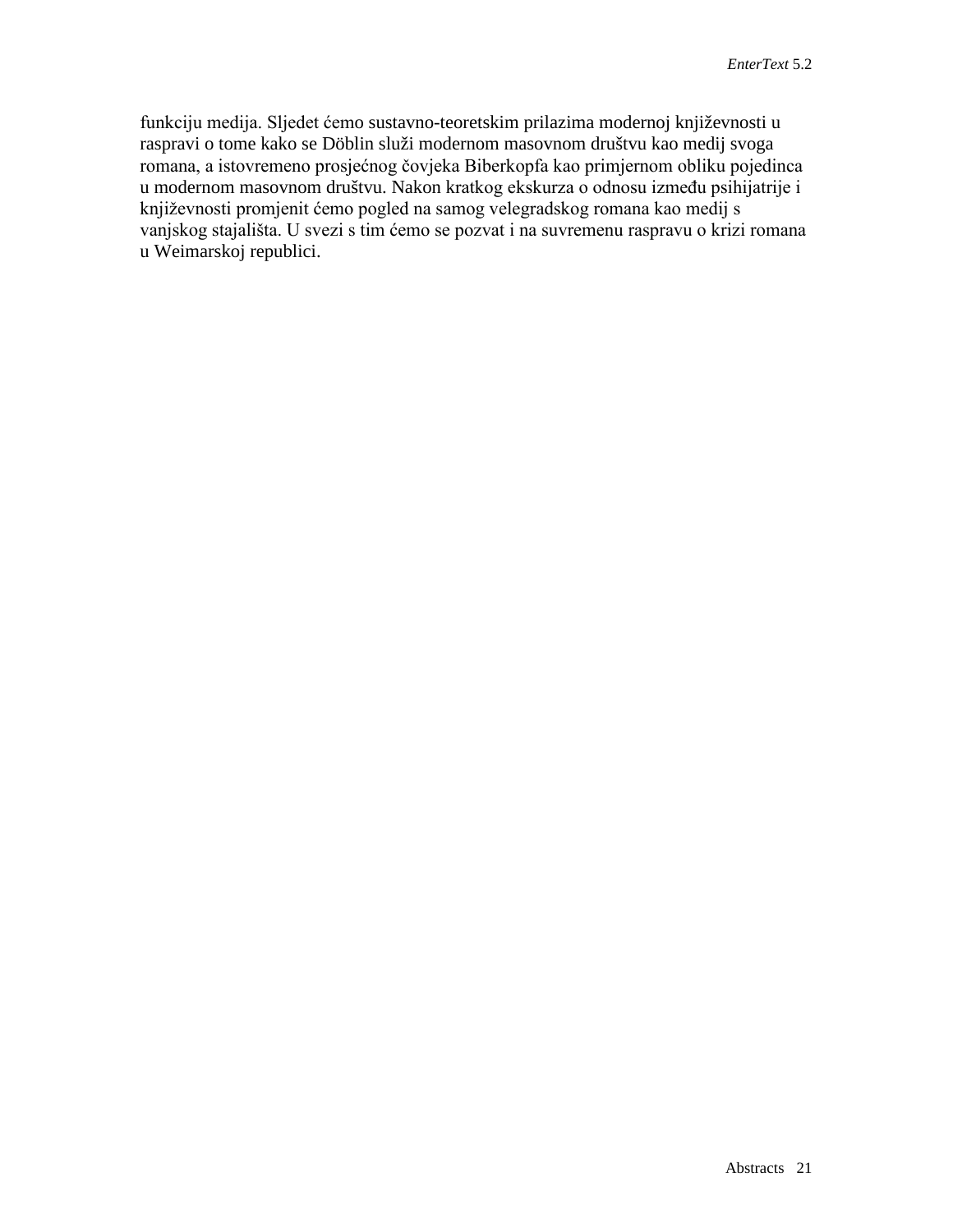funkciju medija. Sljedet ćemo sustavno-teoretskim prilazima modernoj književnosti u raspravi o tome kako se Döblin služi modernom masovnom društvu kao medij svoga romana, a istovremeno prosječnog čovjeka Biberkopfa kao primjernom obliku pojedinca u modernom masovnom društvu. Nakon kratkog ekskurza o odnosu između psihijatrije i književnosti promjenit ćemo pogled na samog velegradskog romana kao medij s vanjskog stajališta. U svezi s tim ćemo se pozvat i na suvremenu raspravu o krizi romana u Weimarskoj republici.